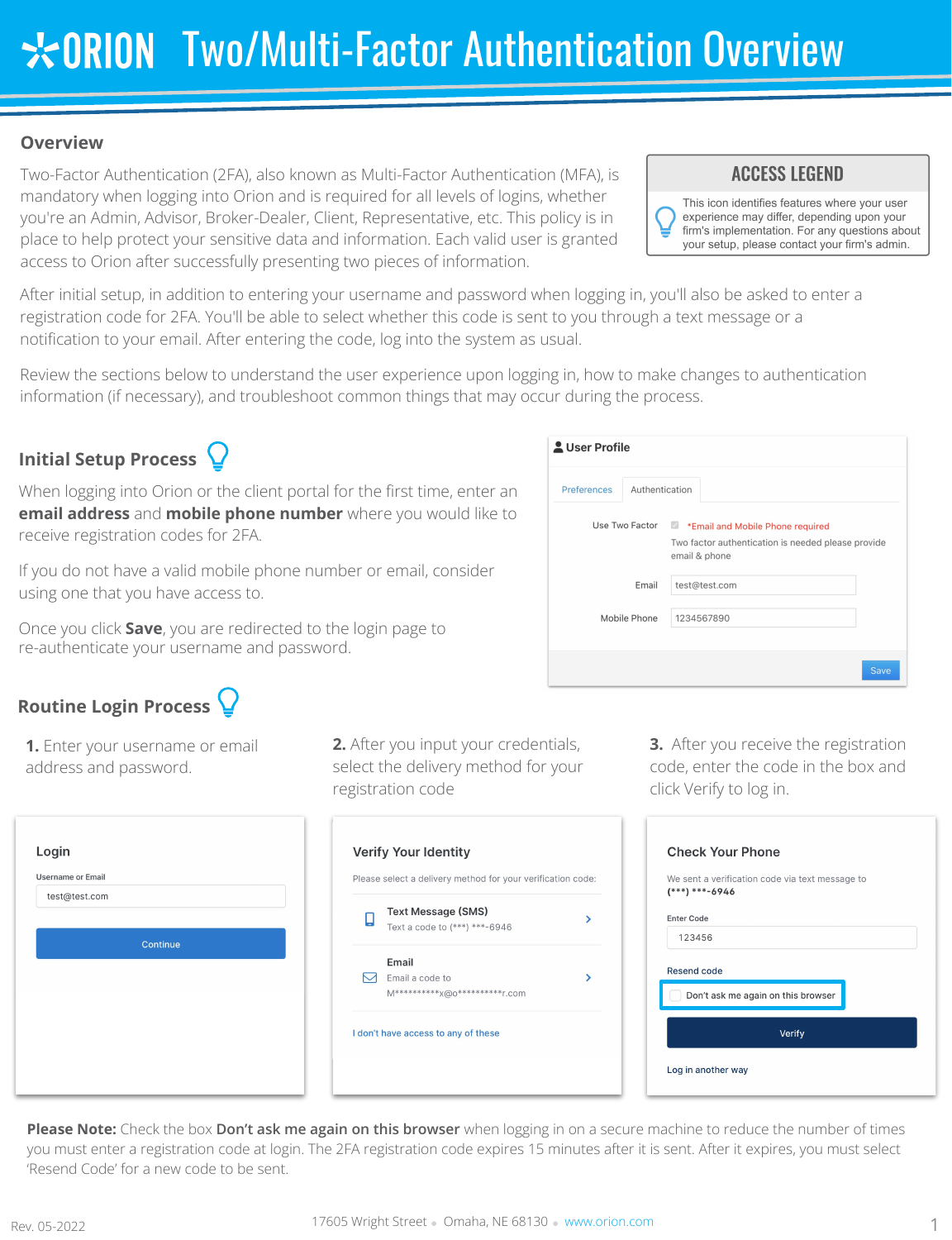# ORION Two/Multi-Factor Authentication Overview

## Overview

Two-Factor Authentication (2FA), also known as Multi-Factor Authentication (MFA), is mandatory when logging into Orion and is required for all levels of logins, whether you're an Admin, Advisor, Broker-Dealer, Client, Representative, etc. This policy is in place to help protect your sensitive data and information. Each valid user is granted access to Orion after successfully presenting two pieces of information.

**ACCESS LEGEND**

This icon identifies features where your user experience may differ, depending upon your firm's implementation. For any questions about your setup, please contact your firm's admin.

After initial setup, in addition to entering your username and password when logging in, you'll also be asked to enter a registration code for 2FA. You'll be able to select whether this code is sent to you through a text message or a notification to your email. After entering the code, log into the system as usual.

Review the sections below to understand the user experience upon logging in, how to make changes to authentication information (if necessary), and troubleshoot common things that may occur during the process.

## Initial Setup Process

When logging into Orion or the client portal for the first time, enter an **email address** and **mobile phone number** where you would like to receive registration codes for 2FA.

If you do not have a valid mobile phone number or email, consider using one that you have access to.

Once you click **Save**, you are redirected to the login page to re-authenticate your username and password.

User Profile

Preferences | Authentication

Use Two Factor — *Email and Mobile Phone required

Two factor authentication is needed please provide email & phone

Email: test@test.com

Mobile Phone: 1234567890

Save

## Routine Login Process

**1.** Enter your username or email address and password.

**2.** After you input your credentials, select the delivery method for your registration code

**3.** After you receive the registration code, enter the code in the box and click Verify to log in.

**Login**

Username or Email: test@test.com

Continue

**Verify Your Identity**

Please select a delivery method for your verification code:

Text Message (SMS) — Text a code to (***) ***-6946

Email — Email a code to M**********x@o**********r.com

I don't have access to any of these

**Check Your Phone**

We sent a verification code via text message to (***) ***-6946

Enter Code: 123456

Resend code

Don't ask me again on this browser

Verify

Log in another way

**Please Note:** Check the box **Don't ask me again on this browser** when logging in on a secure machine to reduce the number of times you must enter a registration code at login. The 2FA registration code expires 15 minutes after it is sent. After it expires, you must select 'Resend Code' for a new code to be sent.

Rev. 05-2022 17605 Wright Street • Omaha, NE 68130 • www.orion.com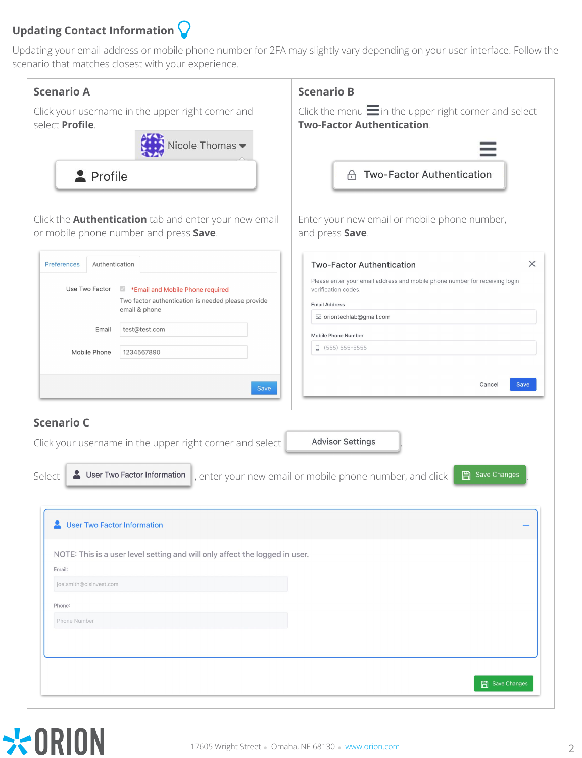## Updating Contact Information

Updating your email address or mobile phone number for 2FA may slightly vary depending on your user interface. Follow the scenario that matches closest with your experience.

### Scenario A

Click your username in the upper right corner and select **Profile**.

Nicole Thomas

Profile

Click the **Authentication** tab and enter your new email or mobile phone number and press **Save**.

Preferences | Authentication

Use Two Factor — *Email and Mobile Phone required

Two factor authentication is needed please provide email & phone

Email: test@test.com

Mobile Phone: 1234567890

Save

### Scenario B

Click the menu ☰ in the upper right corner and select **Two-Factor Authentication**.

Two-Factor Authentication

Enter your new email or mobile phone number, and press **Save**.

Two-Factor Authentication

Please enter your email address and mobile phone number for receiving login verification codes.

Email Address: oriontechlab@gmail.com

Mobile Phone Number: (555) 555-5555

Cancel | Save

### Scenario C

Click your username in the upper right corner and select Advisor Settings.

Select User Two Factor Information, enter your new email or mobile phone number, and click Save Changes.

User Two Factor Information

NOTE: This is a user level setting and will only affect the logged in user.

Email: joe.smith@clsinvest.com

Phone: Phone Number

Save Changes

ORION

17605 Wright Street • Omaha, NE 68130 • www.orion.com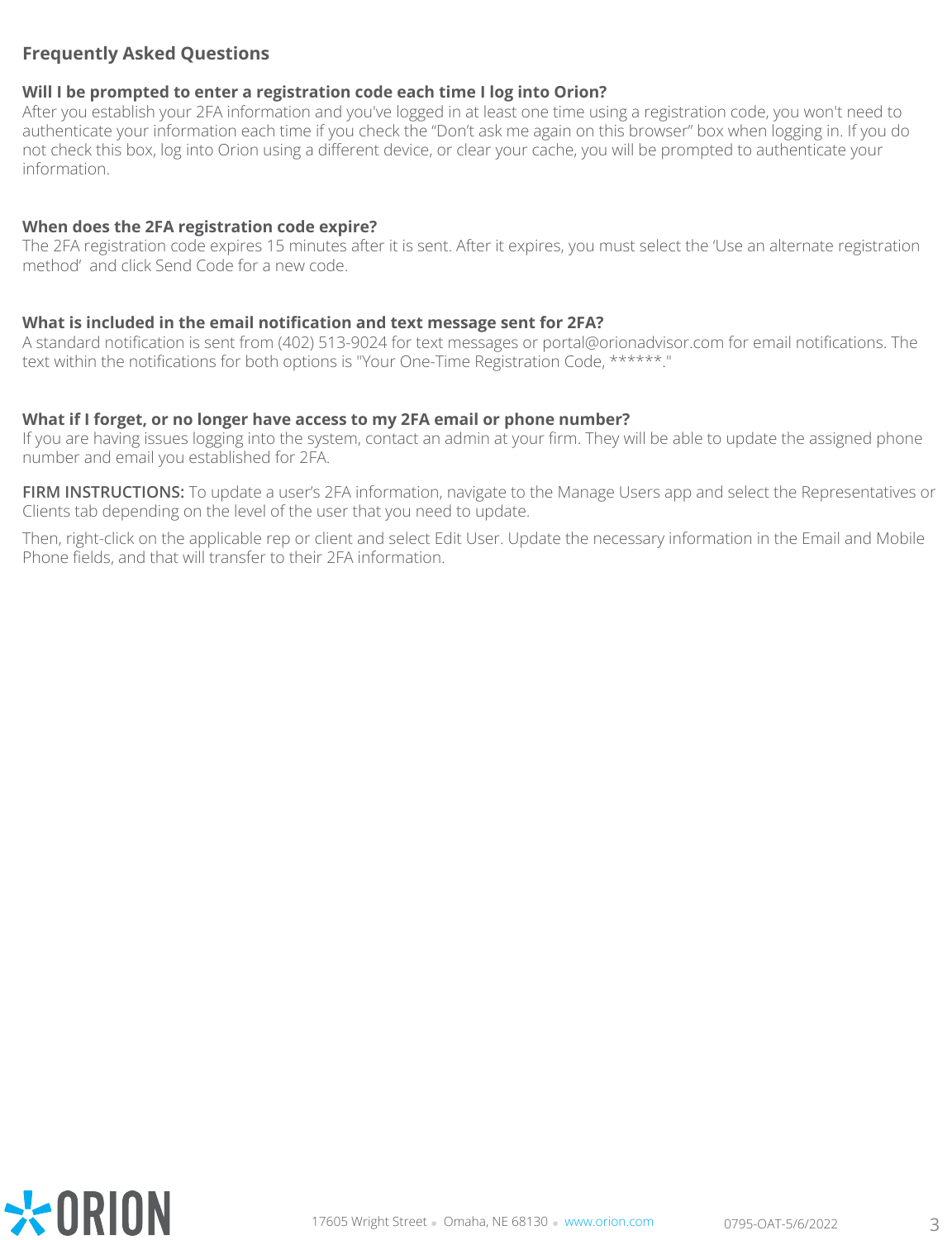## Frequently Asked Questions

### Will I be prompted to enter a registration code each time I log into Orion?

After you establish your 2FA information and you've logged in at least one time using a registration code, you won't need to authenticate your information each time if you check the "Don't ask me again on this browser" box when logging in. If you do not check this box, log into Orion using a different device, or clear your cache, you will be prompted to authenticate your information.

### When does the 2FA registration code expire?

The 2FA registration code expires 15 minutes after it is sent. After it expires, you must select the 'Use an alternate registration method' and click Send Code for a new code.

### What is included in the email notification and text message sent for 2FA?

A standard notification is sent from (402) 513-9024 for text messages or portal@orionadvisor.com for email notifications. The text within the notifications for both options is "Your One-Time Registration Code, ******."

### What if I forget, or no longer have access to my 2FA email or phone number?

If you are having issues logging into the system, contact an admin at your firm. They will be able to update the assigned phone number and email you established for 2FA.

**FIRM INSTRUCTIONS:** To update a user's 2FA information, navigate to the Manage Users app and select the Representatives or Clients tab depending on the level of the user that you need to update.

Then, right-click on the applicable rep or client and select Edit User. Update the necessary information in the Email and Mobile Phone fields, and that will transfer to their 2FA information.

ORION

17605 Wright Street • Omaha, NE 68130 • www.orion.com 0795-OAT-5/6/2022